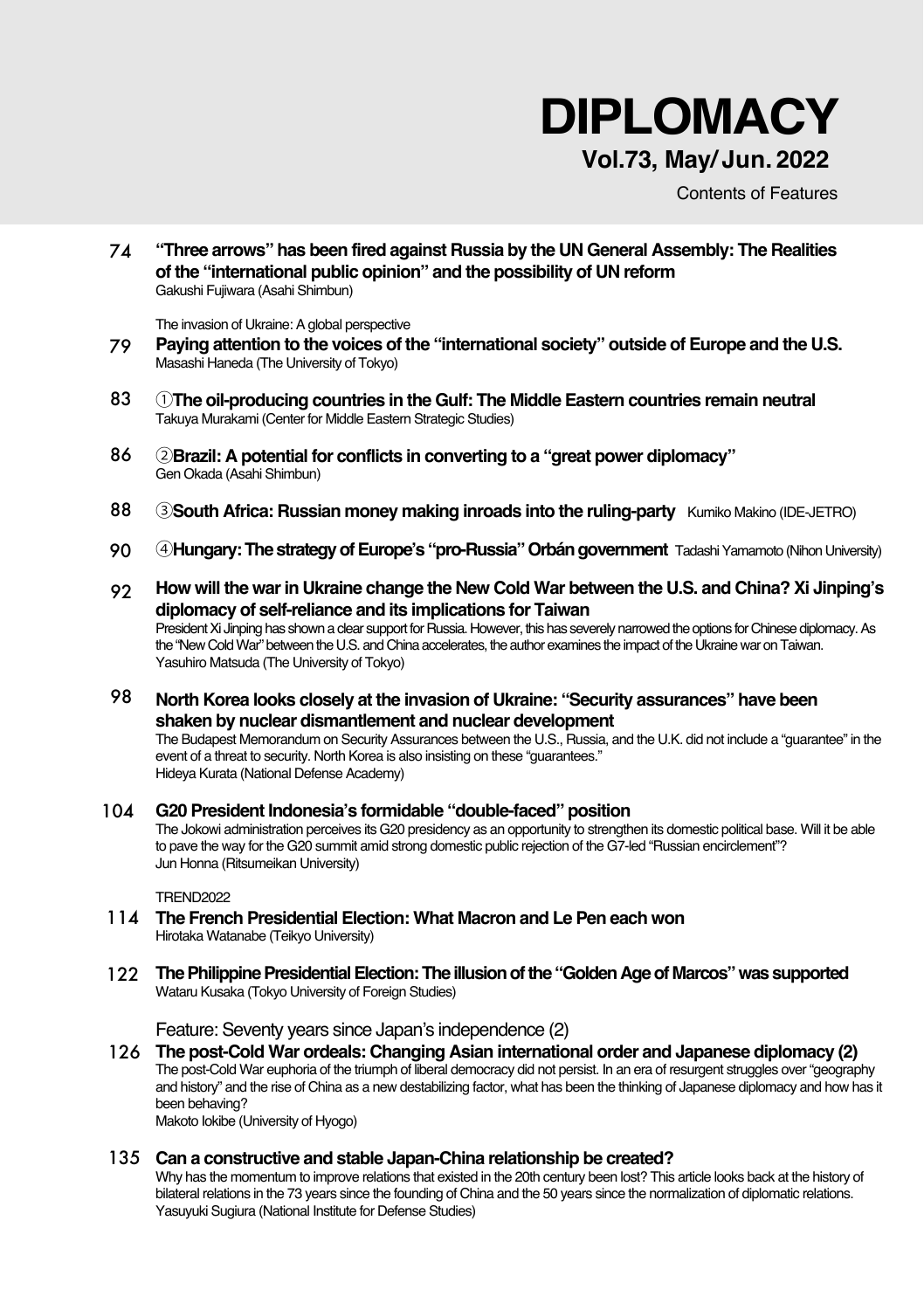# DIPLOMACY

## Vol.73, May/ Jun. 2022

Contents of Features

74 **"Three arrows" has been fired against Russia by the UN General Assembly: The Realities of the "international public opinion" and the possibility of UN reform**
Gakushi Fujiwara (Asahi Shimbun)

The invasion of Ukraine: A global perspective

79 **Paying attention to the voices of the "international society" outside of Europe and the U.S.**
Masashi Haneda (The University of Tokyo)

83 ①**The oil-producing countries in the Gulf: The Middle Eastern countries remain neutral**
Takuya Murakami (Center for Middle Eastern Strategic Studies)

86 ②**Brazil: A potential for conflicts in converting to a "great power diplomacy"**
Gen Okada (Asahi Shimbun)

88 ③**South Africa: Russian money making inroads into the ruling-party** Kumiko Makino (IDE-JETRO)

90 ④**Hungary: The strategy of Europe's "pro-Russia" Orbán government** Tadashi Yamamoto (Nihon University)

92 **How will the war in Ukraine change the New Cold War between the U.S. and China? Xi Jinping's diplomacy of self-reliance and its implications for Taiwan**
President Xi Jinping has shown a clear support for Russia. However, this has severely narrowed the options for Chinese diplomacy. As the "New Cold War" between the U.S. and China accelerates, the author examines the impact of the Ukraine war on Taiwan.
Yasuhiro Matsuda (The University of Tokyo)

98 **North Korea looks closely at the invasion of Ukraine: "Security assurances" have been shaken by nuclear dismantlement and nuclear development**
The Budapest Memorandum on Security Assurances between the U.S., Russia, and the U.K. did not include a "guarantee" in the event of a threat to security. North Korea is also insisting on these "guarantees."
Hideya Kurata (National Defense Academy)

104 **G20 President Indonesia's formidable "double-faced" position**
The Jokowi administration perceives its G20 presidency as an opportunity to strengthen its domestic political base. Will it be able to pave the way for the G20 summit amid strong domestic public rejection of the G7-led "Russian encirclement"?
Jun Honna (Ritsumeikan University)

TREND2022

114 **The French Presidential Election: What Macron and Le Pen each won**
Hirotaka Watanabe (Teikyo University)

122 **The Philippine Presidential Election: The illusion of the "Golden Age of Marcos" was supported**
Wataru Kusaka (Tokyo University of Foreign Studies)

Feature: Seventy years since Japan's independence (2)

126 **The post-Cold War ordeals: Changing Asian international order and Japanese diplomacy (2)**
The post-Cold War euphoria of the triumph of liberal democracy did not persist. In an era of resurgent struggles over "geography and history" and the rise of China as a new destabilizing factor, what has been the thinking of Japanese diplomacy and how has it been behaving?
Makoto Iokibe (University of Hyogo)

135 **Can a constructive and stable Japan-China relationship be created?**
Why has the momentum to improve relations that existed in the 20th century been lost? This article looks back at the history of bilateral relations in the 73 years since the founding of China and the 50 years since the normalization of diplomatic relations.
Yasuyuki Sugiura (National Institute for Defense Studies)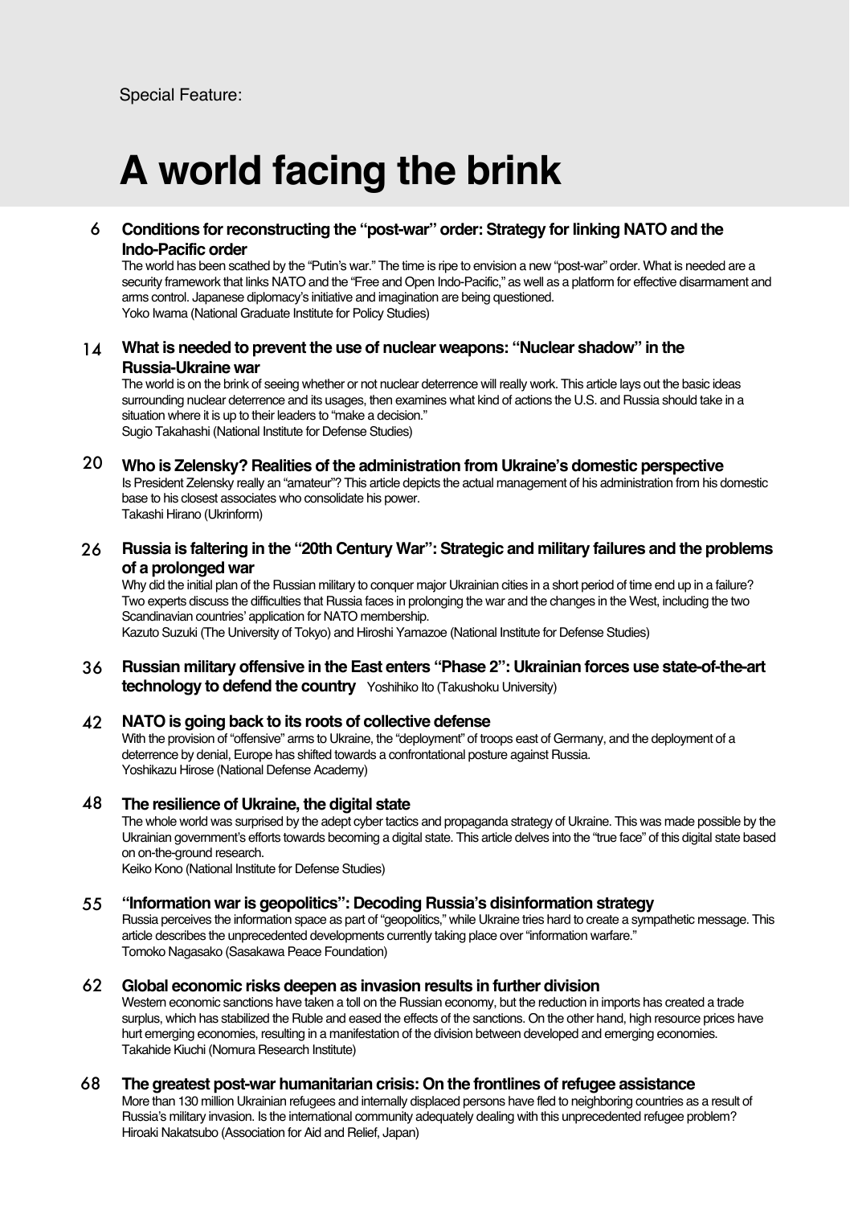Special Feature:

# A world facing the brink

6 **Conditions for reconstructing the "post-war" order: Strategy for linking NATO and the Indo-Pacific order**

The world has been scathed by the "Putin's war." The time is ripe to envision a new "post-war" order. What is needed are a security framework that links NATO and the "Free and Open Indo-Pacific," as well as a platform for effective disarmament and arms control. Japanese diplomacy's initiative and imagination are being questioned.
Yoko Iwama (National Graduate Institute for Policy Studies)

14 **What is needed to prevent the use of nuclear weapons: "Nuclear shadow" in the Russia-Ukraine war**

The world is on the brink of seeing whether or not nuclear deterrence will really work. This article lays out the basic ideas surrounding nuclear deterrence and its usages, then examines what kind of actions the U.S. and Russia should take in a situation where it is up to their leaders to "make a decision."
Sugio Takahashi (National Institute for Defense Studies)

20 **Who is Zelensky? Realities of the administration from Ukraine's domestic perspective**

Is President Zelensky really an "amateur"? This article depicts the actual management of his administration from his domestic base to his closest associates who consolidate his power.
Takashi Hirano (Ukrinform)

26 **Russia is faltering in the "20th Century War": Strategic and military failures and the problems of a prolonged war**

Why did the initial plan of the Russian military to conquer major Ukrainian cities in a short period of time end up in a failure? Two experts discuss the difficulties that Russia faces in prolonging the war and the changes in the West, including the two Scandinavian countries' application for NATO membership.
Kazuto Suzuki (The University of Tokyo) and Hiroshi Yamazoe (National Institute for Defense Studies)

36 **Russian military offensive in the East enters "Phase 2": Ukrainian forces use state-of-the-art technology to defend the country** Yoshihiko Ito (Takushoku University)

42 **NATO is going back to its roots of collective defense**

With the provision of "offensive" arms to Ukraine, the "deployment" of troops east of Germany, and the deployment of a deterrence by denial, Europe has shifted towards a confrontational posture against Russia.
Yoshikazu Hirose (National Defense Academy)

48 **The resilience of Ukraine, the digital state**

The whole world was surprised by the adept cyber tactics and propaganda strategy of Ukraine. This was made possible by the Ukrainian government's efforts towards becoming a digital state. This article delves into the "true face" of this digital state based on on-the-ground research.
Keiko Kono (National Institute for Defense Studies)

55 **"Information war is geopolitics": Decoding Russia's disinformation strategy**

Russia perceives the information space as part of "geopolitics," while Ukraine tries hard to create a sympathetic message. This article describes the unprecedented developments currently taking place over "information warfare."
Tomoko Nagasako (Sasakawa Peace Foundation)

62 **Global economic risks deepen as invasion results in further division**

Western economic sanctions have taken a toll on the Russian economy, but the reduction in imports has created a trade surplus, which has stabilized the Ruble and eased the effects of the sanctions. On the other hand, high resource prices have hurt emerging economies, resulting in a manifestation of the division between developed and emerging economies.
Takahide Kiuchi (Nomura Research Institute)

68 **The greatest post-war humanitarian crisis: On the frontlines of refugee assistance**

More than 130 million Ukrainian refugees and internally displaced persons have fled to neighboring countries as a result of Russia's military invasion. Is the international community adequately dealing with this unprecedented refugee problem?
Hiroaki Nakatsubo (Association for Aid and Relief, Japan)